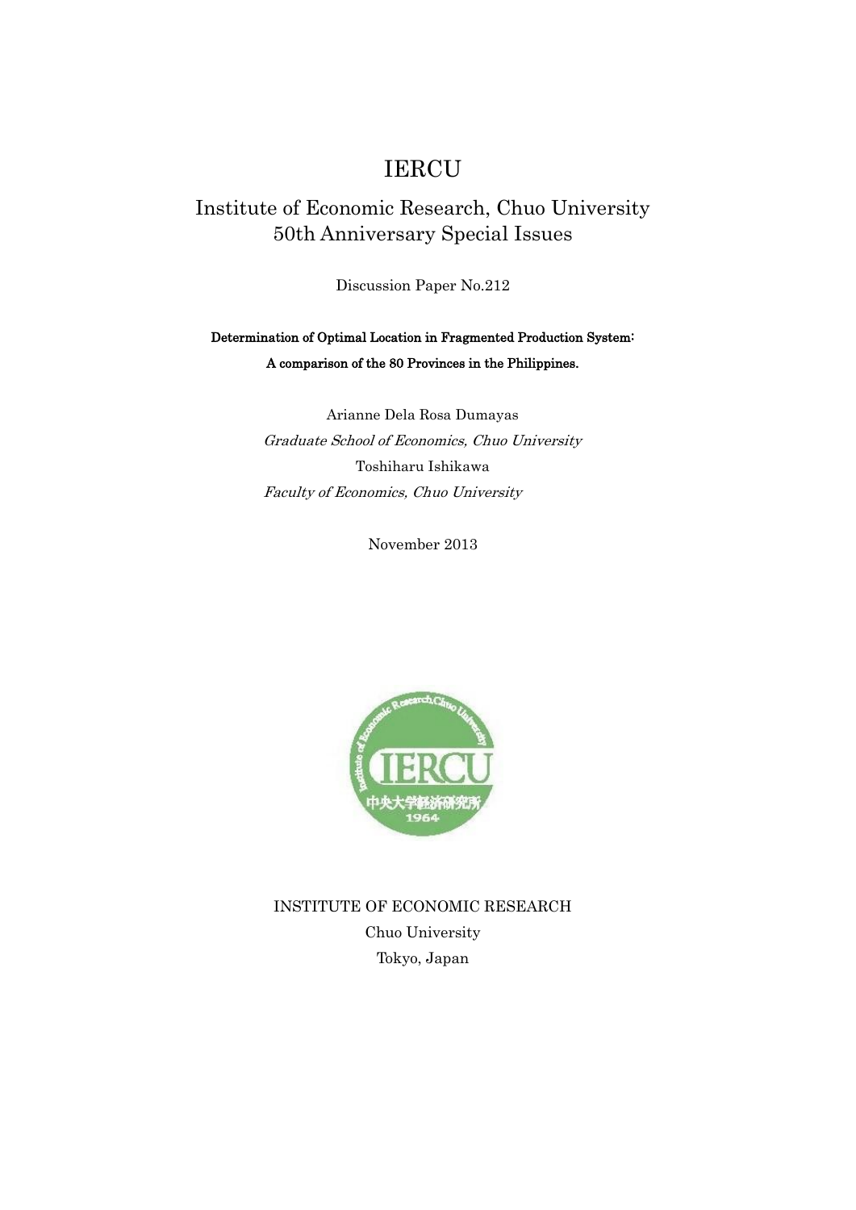# IERCU

## Institute of Economic Research, Chuo University 50th Anniversary Special Issues

Discussion Paper No.212

**Determination of Optimal Location in Fragmented Production System: A comparison of the 80 Provinces in the Philippines.**

Arianne Dela Rosa Dumayas
*Graduate School of Economics, Chuo University*
Toshiharu Ishikawa
*Faculty of Economics, Chuo University*

November 2013

INSTITUTE OF ECONOMIC RESEARCH
Chuo University
Tokyo, Japan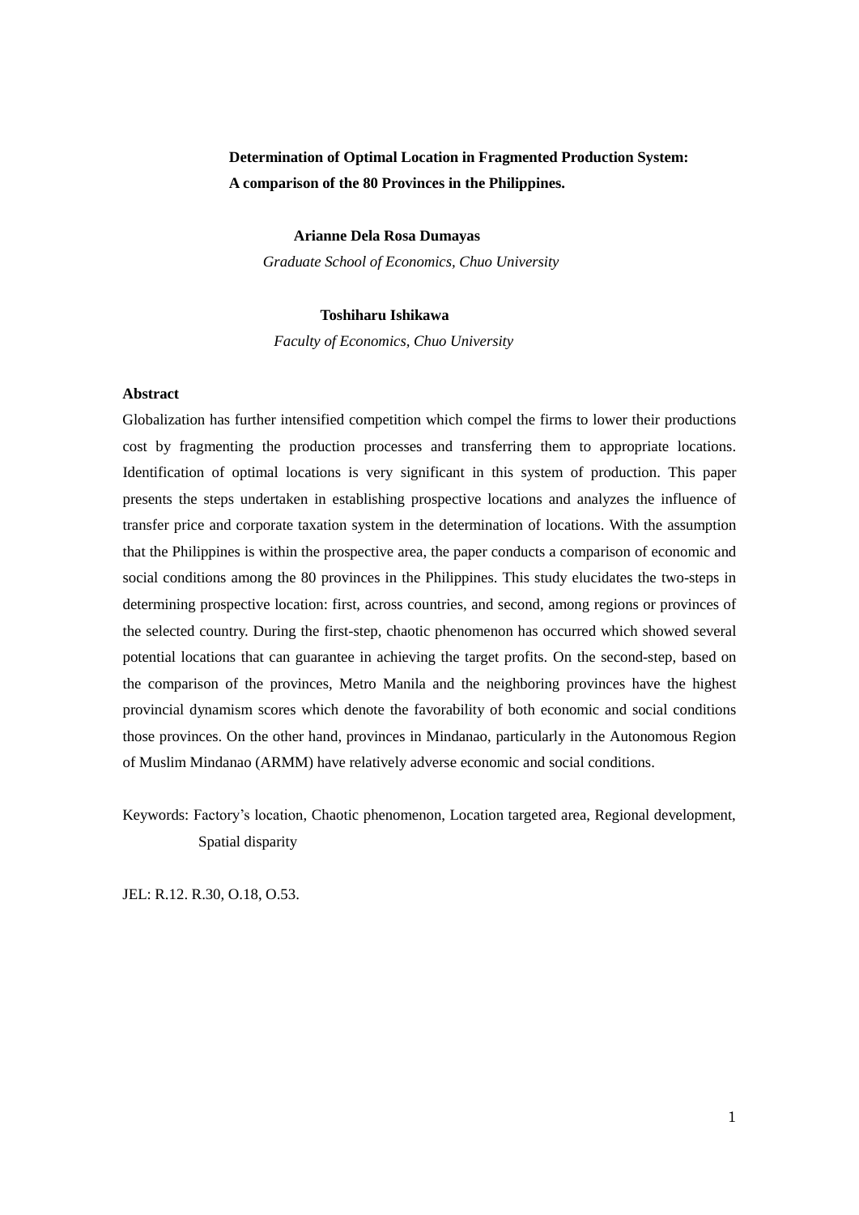**Determination of Optimal Location in Fragmented Production System: A comparison of the 80 Provinces in the Philippines.**

**Arianne Dela Rosa Dumayas**

*Graduate School of Economics, Chuo University*

**Toshiharu Ishikawa**

*Faculty of Economics, Chuo University*

**Abstract**

Globalization has further intensified competition which compel the firms to lower their productions cost by fragmenting the production processes and transferring them to appropriate locations. Identification of optimal locations is very significant in this system of production. This paper presents the steps undertaken in establishing prospective locations and analyzes the influence of transfer price and corporate taxation system in the determination of locations. With the assumption that the Philippines is within the prospective area, the paper conducts a comparison of economic and social conditions among the 80 provinces in the Philippines. This study elucidates the two-steps in determining prospective location: first, across countries, and second, among regions or provinces of the selected country. During the first-step, chaotic phenomenon has occurred which showed several potential locations that can guarantee in achieving the target profits. On the second-step, based on the comparison of the provinces, Metro Manila and the neighboring provinces have the highest provincial dynamism scores which denote the favorability of both economic and social conditions those provinces. On the other hand, provinces in Mindanao, particularly in the Autonomous Region of Muslim Mindanao (ARMM) have relatively adverse economic and social conditions.

Keywords: Factory's location, Chaotic phenomenon, Location targeted area, Regional development, Spatial disparity

JEL: R.12. R.30, O.18, O.53.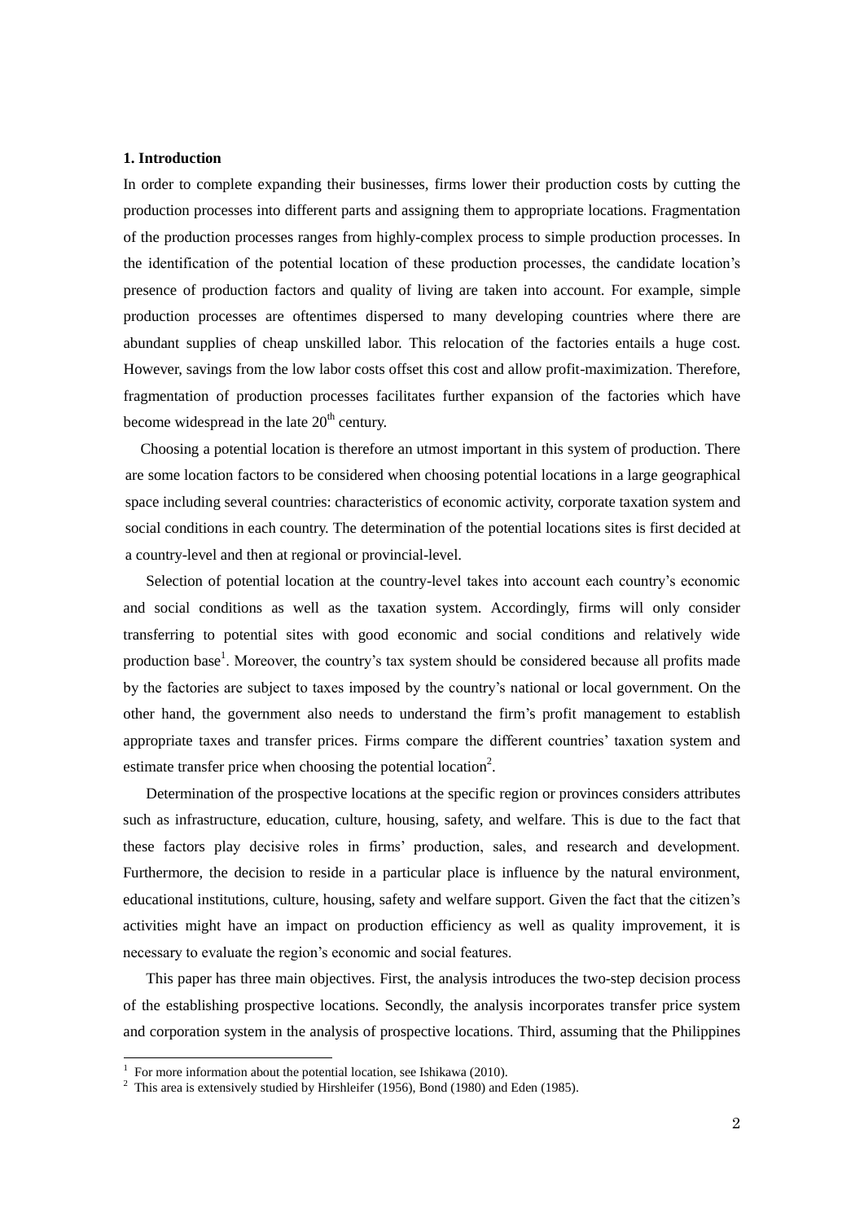## 1. Introduction

In order to complete expanding their businesses, firms lower their production costs by cutting the production processes into different parts and assigning them to appropriate locations. Fragmentation of the production processes ranges from highly-complex process to simple production processes. In the identification of the potential location of these production processes, the candidate location's presence of production factors and quality of living are taken into account. For example, simple production processes are oftentimes dispersed to many developing countries where there are abundant supplies of cheap unskilled labor. This relocation of the factories entails a huge cost. However, savings from the low labor costs offset this cost and allow profit-maximization. Therefore, fragmentation of production processes facilitates further expansion of the factories which have become widespread in the late $20^{th}$ century.

Choosing a potential location is therefore an utmost important in this system of production. There are some location factors to be considered when choosing potential locations in a large geographical space including several countries: characteristics of economic activity, corporate taxation system and social conditions in each country. The determination of the potential locations sites is first decided at a country-level and then at regional or provincial-level.

Selection of potential location at the country-level takes into account each country's economic and social conditions as well as the taxation system. Accordingly, firms will only consider transferring to potential sites with good economic and social conditions and relatively wide production base[1]. Moreover, the country's tax system should be considered because all profits made by the factories are subject to taxes imposed by the country's national or local government. On the other hand, the government also needs to understand the firm's profit management to establish appropriate taxes and transfer prices. Firms compare the different countries' taxation system and estimate transfer price when choosing the potential location[2].

Determination of the prospective locations at the specific region or provinces considers attributes such as infrastructure, education, culture, housing, safety, and welfare. This is due to the fact that these factors play decisive roles in firms' production, sales, and research and development. Furthermore, the decision to reside in a particular place is influence by the natural environment, educational institutions, culture, housing, safety and welfare support. Given the fact that the citizen's activities might have an impact on production efficiency as well as quality improvement, it is necessary to evaluate the region's economic and social features.

This paper has three main objectives. First, the analysis introduces the two-step decision process of the establishing prospective locations. Secondly, the analysis incorporates transfer price system and corporation system in the analysis of prospective locations. Third, assuming that the Philippines

[1] For more information about the potential location, see Ishikawa (2010).

[2] This area is extensively studied by Hirshleifer (1956), Bond (1980) and Eden (1985).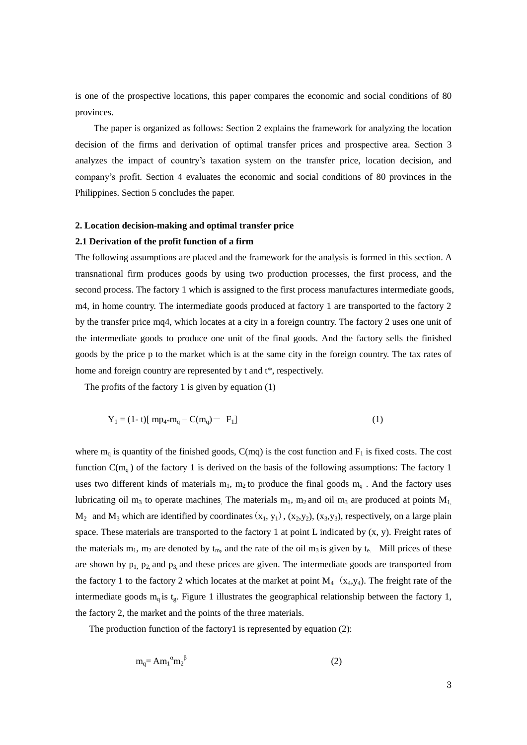is one of the prospective locations, this paper compares the economic and social conditions of 80 provinces.

The paper is organized as follows: Section 2 explains the framework for analyzing the location decision of the firms and derivation of optimal transfer prices and prospective area. Section 3 analyzes the impact of country's taxation system on the transfer price, location decision, and company's profit. Section 4 evaluates the economic and social conditions of 80 provinces in the Philippines. Section 5 concludes the paper.

## 2. Location decision-making and optimal transfer price

### 2.1 Derivation of the profit function of a firm

The following assumptions are placed and the framework for the analysis is formed in this section. A transnational firm produces goods by using two production processes, the first process, and the second process. The factory 1 which is assigned to the first process manufactures intermediate goods, m4, in home country. The intermediate goods produced at factory 1 are transported to the factory 2 by the transfer price mq4, which locates at a city in a foreign country. The factory 2 uses one unit of the intermediate goods to produce one unit of the final goods. And the factory sells the finished goods by the price p to the market which is at the same city in the foreign country. The tax rates of home and foreign country are represented by t and t*, respectively.

The profits of the factory 1 is given by equation (1)

$$Y_1 = (1- t)[\ mp_{4*}m_q - C(m_q) - F_1] \tag{1}$$

where $m_q$ is quantity of the finished goods, C(mq) is the cost function and $F_1$ is fixed costs. The cost function $C(m_q)$ of the factory 1 is derived on the basis of the following assumptions: The factory 1 uses two different kinds of materials $m_1$, $m_2$ to produce the final goods $m_q$ . And the factory uses lubricating oil $m_3$ to operate machines. The materials $m_1$, $m_2$ and oil $m_3$ are produced at points $M_1$, $M_2$ and $M_3$ which are identified by coordinates $(x_1, y_1)$, $(x_2,y_2)$, $(x_3,y_3)$, respectively, on a large plain space. These materials are transported to the factory 1 at point L indicated by (x, y). Freight rates of the materials $m_1$, $m_2$ are denoted by $t_m$, and the rate of the oil $m_3$ is given by $t_e$. Mill prices of these are shown by $p_1$, $p_2$ and $p_3$ and these prices are given. The intermediate goods are transported from the factory 1 to the factory 2 which locates at the market at point $M_4$ $(x_4,y_4)$. The freight rate of the intermediate goods $m_q$ is $t_g$. Figure 1 illustrates the geographical relationship between the factory 1, the factory 2, the market and the points of the three materials.

The production function of the factory1 is represented by equation (2):

$$m_q = Am_1^{\alpha}m_2^{\beta} \tag{2}$$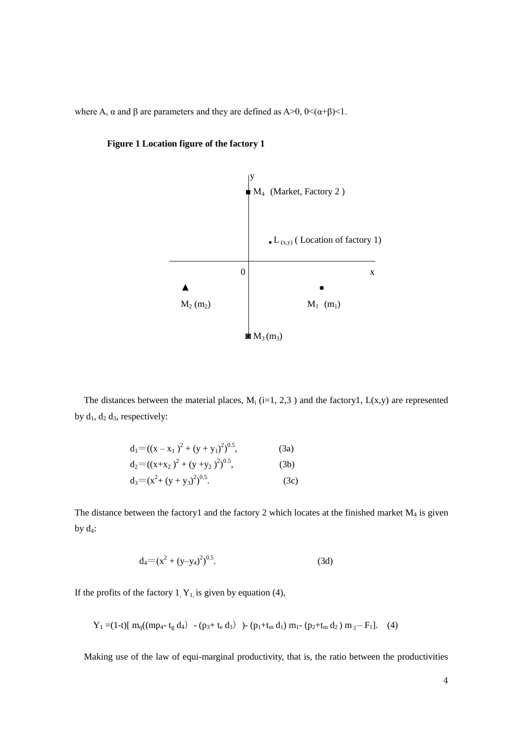where A, α and β are parameters and they are defined as $A>0$, $0<(\alpha+\beta)<1$.

**Figure 1 Location figure of the factory 1**

y

$M_4$ (Market, Factory 2 )

$L_{(x,y)}$ ( Location of factory 1)

0

x

$M_2$ ($m_2$)

$M_1$ ($m_1$)

$M_3$ ($m_3$)

The distances between the material places, $M_i$ (i=1, 2,3 ) and the factory1, L(x,y) are represented by $d_1$, $d_2$ $d_3$, respectively:

$$d_1 = ((x - x_1)^2 + (y + y_1)^2)^{0.5}, \qquad (3a)$$

$$d_2 = ((x + x_2)^2 + (y + y_2)^2)^{0.5}, \qquad (3b)$$

$$d_3 = (x^2 + (y + y_3)^2)^{0.5}. \qquad (3c)$$

The distance between the factory1 and the factory 2 which locates at the finished market $M_4$ is given by $d_4$:

$$d_4 = (x^2 + (y - y_4)^2)^{0.5}. \qquad (3d)$$

If the profits of the factory 1, $Y_1$, is given by equation (4),

$$Y_1 = (1-t)[\, m_q((mp_4 - t_g\, d_4) - (p_3 + t_e\, d_3)) - (p_1 + t_m\, d_1)\, m_1 - (p_2 + t_m\, d_2)\, m_2 - F_1]. \quad (4)$$

Making use of the law of equi-marginal productivity, that is, the ratio between the productivities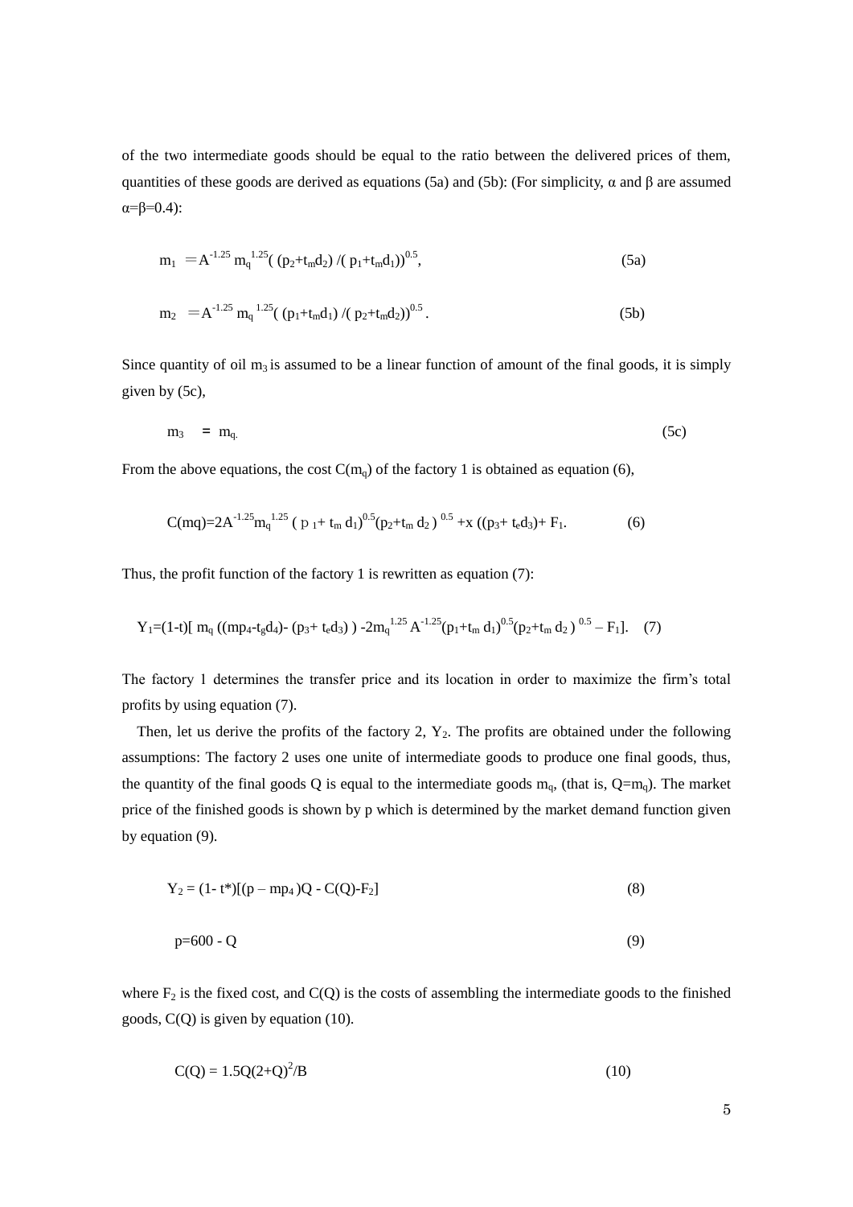of the two intermediate goods should be equal to the ratio between the delivered prices of them, quantities of these goods are derived as equations (5a) and (5b): (For simplicity, α and β are assumed α=β=0.4):

$$m_1 = A^{-1.25} m_q^{1.25}((p_2+t_m d_2)/(p_1+t_m d_1))^{0.5}, \tag{5a}$$

$$m_2 = A^{-1.25} m_q^{1.25}((p_1+t_m d_1)/(p_2+t_m d_2))^{0.5}. \tag{5b}$$

Since quantity of oil $m_3$ is assumed to be a linear function of amount of the final goods, it is simply given by (5c),

$$m_3 = m_q. \tag{5c}$$

From the above equations, the cost $C(m_q)$ of the factory 1 is obtained as equation (6),

$$C(mq)=2A^{-1.25}m_q^{1.25}(p_1+t_m d_1)^{0.5}(p_2+t_m d_2)^{0.5} + x((p_3+t_e d_3)+F_1. \tag{6}$$

Thus, the profit function of the factory 1 is rewritten as equation (7):

$$Y_1=(1-t)[m_q((mp_4-t_g d_4)-(p_3+t_e d_3)) - 2m_q^{1.25}A^{-1.25}(p_1+t_m d_1)^{0.5}(p_2+t_m d_2)^{0.5} - F_1]. \tag{7}$$

The factory 1 determines the transfer price and its location in order to maximize the firm's total profits by using equation (7).

Then, let us derive the profits of the factory 2, $Y_2$. The profits are obtained under the following assumptions: The factory 2 uses one unite of intermediate goods to produce one final goods, thus, the quantity of the final goods Q is equal to the intermediate goods $m_q$, (that is, $Q=m_q$). The market price of the finished goods is shown by p which is determined by the market demand function given by equation (9).

$$Y_2 = (1-t^*)[(p - mp_4)Q - C(Q)-F_2] \tag{8}$$

$$p=600 - Q \tag{9}$$

where $F_2$ is the fixed cost, and C(Q) is the costs of assembling the intermediate goods to the finished goods, C(Q) is given by equation (10).

$$C(Q) = 1.5Q(2+Q)^2/B \tag{10}$$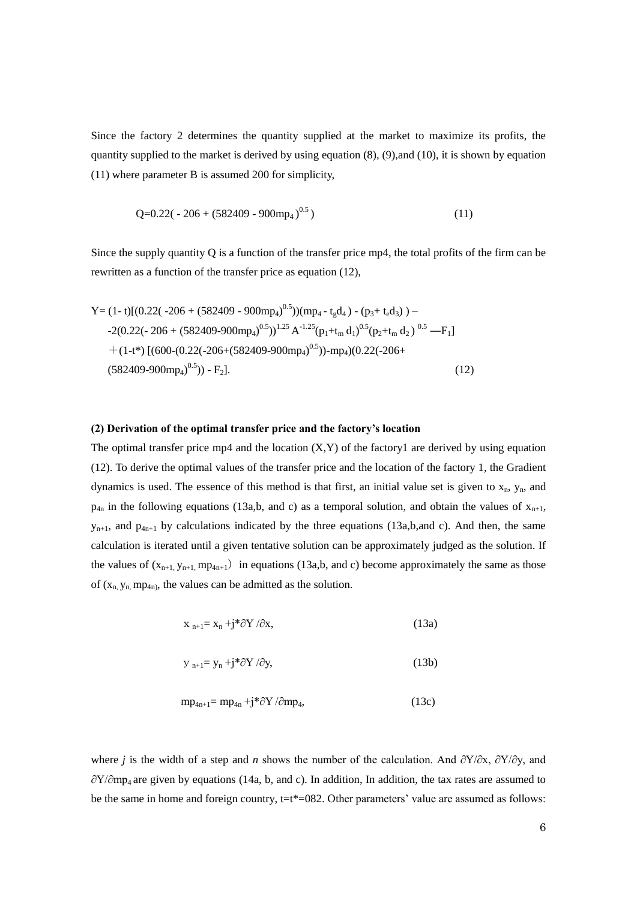Since the factory 2 determines the quantity supplied at the market to maximize its profits, the quantity supplied to the market is derived by using equation (8), (9),and (10), it is shown by equation (11) where parameter B is assumed 200 for simplicity,

$$Q=0.22(-206+(582409-900mp_4)^{0.5}) \tag{11}$$

Since the supply quantity Q is a function of the transfer price mp4, the total profits of the firm can be rewritten as a function of the transfer price as equation (12),

$$\begin{aligned} Y= & (1-t)[(0.22(-206+(582409-900mp_4)^{0.5}))(mp_4-t_g d_4)-(p_3+t_e d_3)) - \\ & -2(0.22(-206+(582409-900mp_4)^{0.5}))^{1.25} A^{-1.25}(p_1+t_m d_1)^{0.5}(p_2+t_m d_2)^{0.5} - F_1] \\ & +(1-t^*)[(600-(0.22(-206+(582409-900mp_4)^{0.5}))-mp_4)(0.22(-206+ \\ & (582409-900mp_4)^{0.5}))-F_2]. \end{aligned} \tag{12}$$

**(2) Derivation of the optimal transfer price and the factory's location**

The optimal transfer price mp4 and the location (X,Y) of the factory1 are derived by using equation (12). To derive the optimal values of the transfer price and the location of the factory 1, the Gradient dynamics is used. The essence of this method is that first, an initial value set is given to $x_n$, $y_n$, and $p_{4n}$ in the following equations (13a,b, and c) as a temporal solution, and obtain the values of $x_{n+1}$, $y_{n+1}$, and $p_{4n+1}$ by calculations indicated by the three equations (13a,b,and c). And then, the same calculation is iterated until a given tentative solution can be approximately judged as the solution. If the values of $(x_{n+1}, y_{n+1}, mp_{4n+1})$ in equations (13a,b, and c) become approximately the same as those of $(x_n, y_n, mp_{4n})$, the values can be admitted as the solution.

$$x_{n+1}=x_n+j^*\partial Y/\partial x, \tag{13a}$$

$$y_{n+1}=y_n+j^*\partial Y/\partial y, \tag{13b}$$

$$mp_{4n+1}=mp_{4n}+j^*\partial Y/\partial mp_4, \tag{13c}$$

where *j* is the width of a step and *n* shows the number of the calculation. And $\partial Y/\partial x$, $\partial Y/\partial y$, and $\partial Y/\partial mp_4$ are given by equations (14a, b, and c). In addition, In addition, the tax rates are assumed to be the same in home and foreign country, $t=t^*=082$. Other parameters' value are assumed as follows: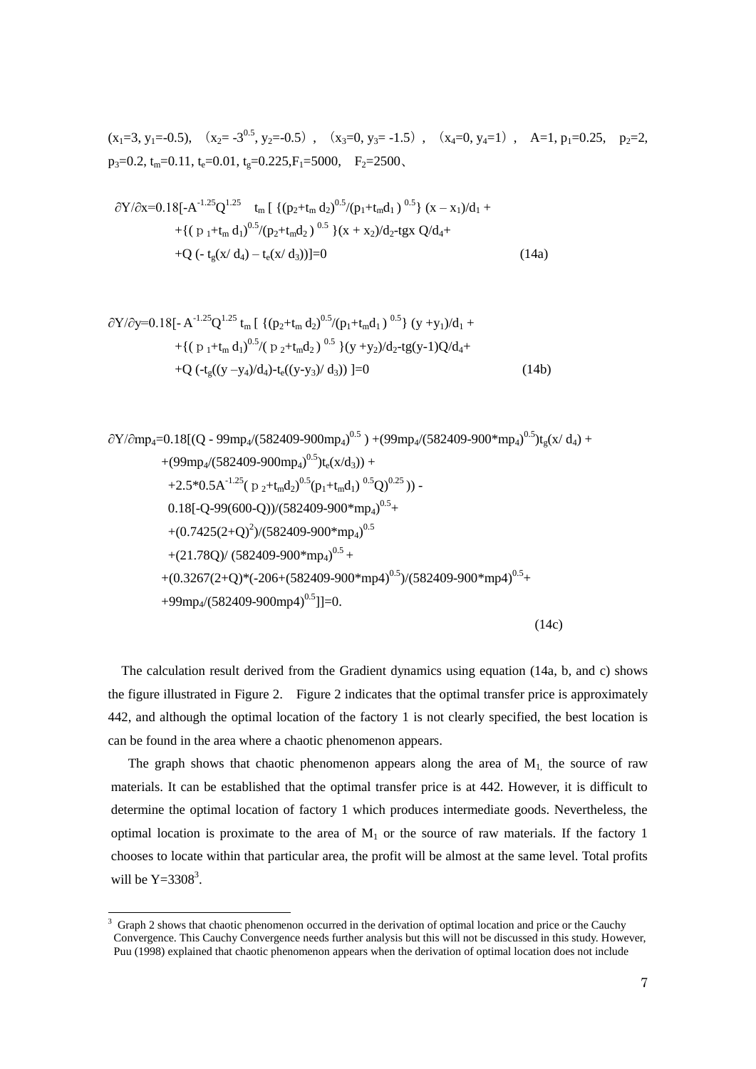($x_1$=3, $y_1$=-0.5), ($x_2$= $-3^{0.5}$, $y_2$=-0.5), ($x_3$=0, $y_3$= -1.5), ($x_4$=0, $y_4$=1), A=1, $p_1$=0.25, $p_2$=2, $p_3$=0.2, $t_m$=0.11, $t_e$=0.01, $t_g$=0.225,$F_1$=5000, $F_2$=2500、

$$\partial Y/\partial x=0.18[-A^{-1.25}Q^{1.25}\ t_m\ [\ \{(p_2+t_m\ d_2)^{0.5}/(p_1+t_m d_1\ )^{\ 0.5}\}\ (x - x_1)/d_1 + $$
$$+\{(p_1+t_m\ d_1)^{0.5}/(p_2+t_m d_2\ )^{\ 0.5}\ \}(x + x_2)/d_2\text{-tgx } Q/d_4+$$
$$+Q\ (-\ t_g(x/\ d_4) - t_e(x/\ d_3))]=0 \qquad (14a)$$

$$\partial Y/\partial y=0.18[-\ A^{-1.25}Q^{1.25}\ t_m\ [\ \{(p_2+t_m\ d_2)^{0.5}/(p_1+t_m d_1\ )^{\ 0.5}\}\ (y +y_1)/d_1 + $$
$$+\{(p_1+t_m\ d_1)^{0.5}/(p_2+t_m d_2\ )^{\ 0.5}\ \}(y +y_2)/d_2\text{-tg}(y\text{-}1)Q/d_4+$$
$$+Q\ (-t_g((y - y_4)/d_4)\text{-}t_e((y\text{-}y_3)/\ d_3))\ ]=0 \qquad (14b)$$

$$\partial Y/\partial mp_4=0.18[(Q - 99mp_4/(582409\text{-}900mp_4)^{0.5}\ ) +(99mp_4/(582409\text{-}900*mp_4)^{0.5})t_g(x/\ d_4) +$$
$$+(99mp_4/(582409\text{-}900mp_4)^{0.5})t_e(x/d_3)) +$$
$$+2.5*0.5A^{-1.25}(p_2+t_m d_2)^{0.5}(p_1+t_m d_1)^{\ 0.5}Q)^{0.25}\ )) -$$
$$0.18[-Q\text{-}99(600\text{-}Q))/(582409\text{-}900*mp_4)^{0.5}+$$
$$+(0.7425(2+Q)^2)/(582409\text{-}900*mp_4)^{0.5}$$
$$+(21.78Q)/\ (582409\text{-}900*mp_4)^{0.5} +$$
$$+(0.3267(2+Q)*(-206+(582409\text{-}900*mp4)^{0.5})/(582409\text{-}900*mp4)^{0.5}+$$
$$+99mp_4/(582409\text{-}900mp4)^{0.5}]]=0. \qquad (14c)$$

The calculation result derived from the Gradient dynamics using equation (14a, b, and c) shows the figure illustrated in Figure 2. Figure 2 indicates that the optimal transfer price is approximately 442, and although the optimal location of the factory 1 is not clearly specified, the best location is can be found in the area where a chaotic phenomenon appears.

The graph shows that chaotic phenomenon appears along the area of $M_1$, the source of raw materials. It can be established that the optimal transfer price is at 442. However, it is difficult to determine the optimal location of factory 1 which produces intermediate goods. Nevertheless, the optimal location is proximate to the area of $M_1$ or the source of raw materials. If the factory 1 chooses to locate within that particular area, the profit will be almost at the same level. Total profits will be Y=3308[3].

[3] Graph 2 shows that chaotic phenomenon occurred in the derivation of optimal location and price or the Cauchy Convergence. This Cauchy Convergence needs further analysis but this will not be discussed in this study. However, Puu (1998) explained that chaotic phenomenon appears when the derivation of optimal location does not include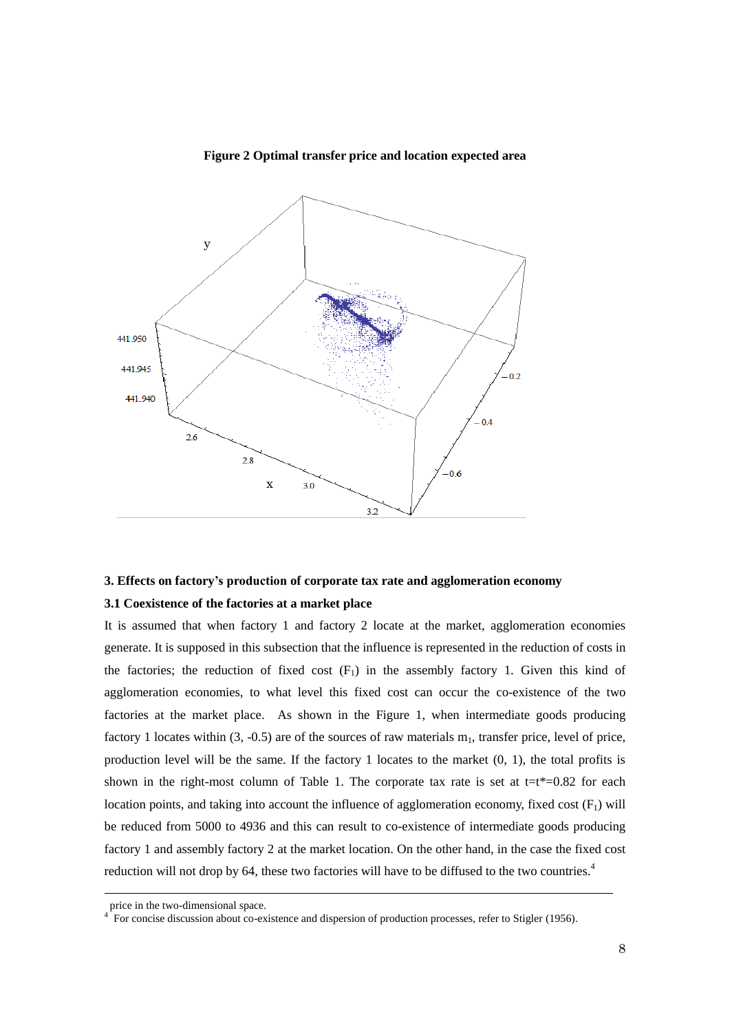**Figure 2 Optimal transfer price and location expected area**

y

441.950

441.945

441.940

2.6

2.8

x

3.0

3.2

−0.2

−0.4

−0.6

### 3. Effects on factory's production of corporate tax rate and agglomeration economy

#### 3.1 Coexistence of the factories at a market place

It is assumed that when factory 1 and factory 2 locate at the market, agglomeration economies generate. It is supposed in this subsection that the influence is represented in the reduction of costs in the factories; the reduction of fixed cost ($F_1$) in the assembly factory 1. Given this kind of agglomeration economies, to what level this fixed cost can occur the co-existence of the two factories at the market place. As shown in the Figure 1, when intermediate goods producing factory 1 locates within (3, -0.5) are of the sources of raw materials $m_1$, transfer price, level of price, production level will be the same. If the factory 1 locates to the market (0, 1), the total profits is shown in the right-most column of Table 1. The corporate tax rate is set at $t=t^*=0.82$ for each location points, and taking into account the influence of agglomeration economy, fixed cost ($F_1$) will be reduced from 5000 to 4936 and this can result to co-existence of intermediate goods producing factory 1 and assembly factory 2 at the market location. On the other hand, in the case the fixed cost reduction will not drop by 64, these two factories will have to be diffused to the two countries.[4]

price in the two-dimensional space.

[4] For concise discussion about co-existence and dispersion of production processes, refer to Stigler (1956).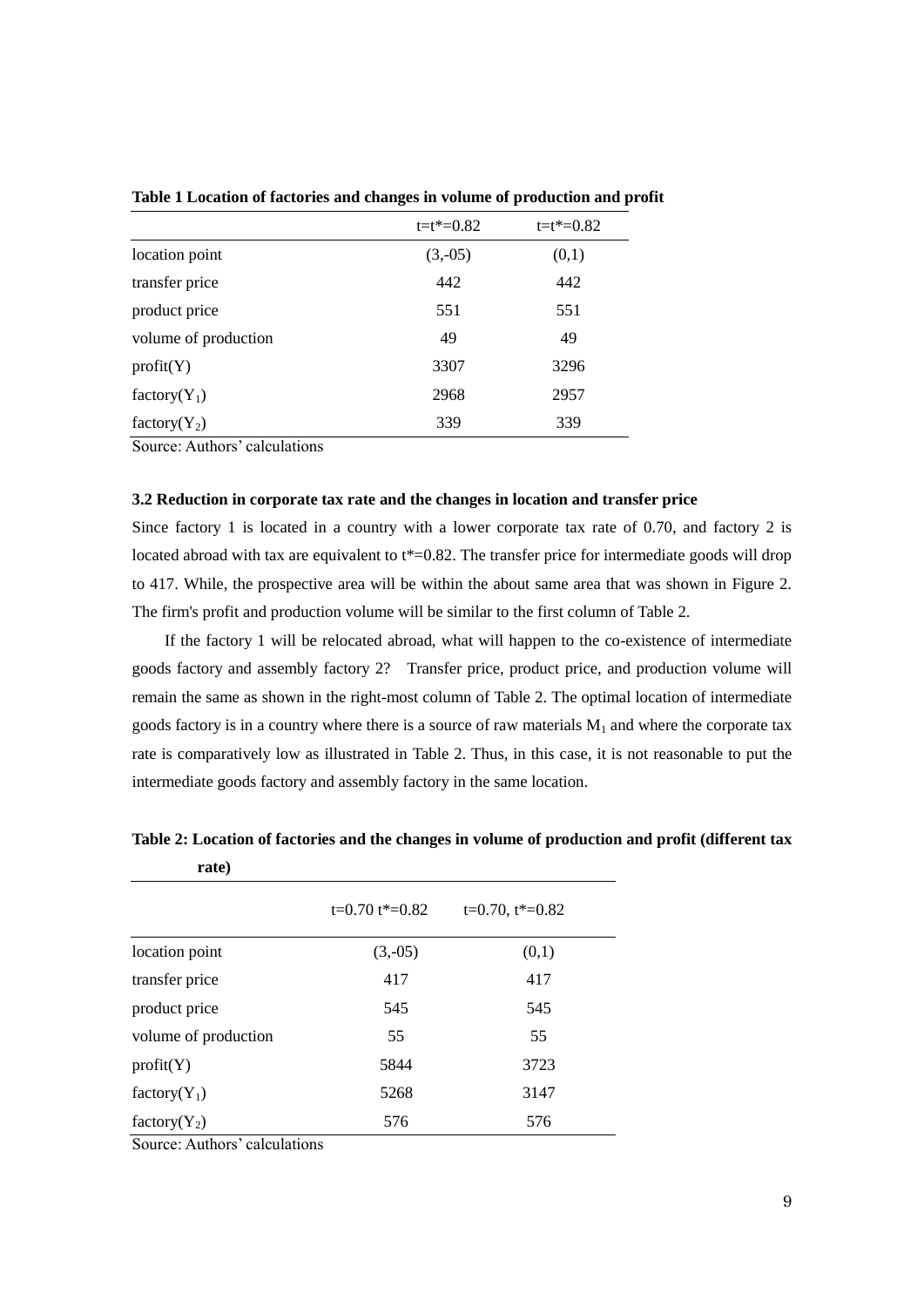**Table 1 Location of factories and changes in volume of production and profit**

| | t=t*=0.82 | t=t*=0.82 |
|---|---|---|
| location point | (3,-05) | (0,1) |
| transfer price | 442 | 442 |
| product price | 551 | 551 |
| volume of production | 49 | 49 |
| profit(Y) | 3307 | 3296 |
| factory($Y_1$) | 2968 | 2957 |
| factory($Y_2$) | 339 | 339 |

Source: Authors' calculations

### 3.2 Reduction in corporate tax rate and the changes in location and transfer price

Since factory 1 is located in a country with a lower corporate tax rate of 0.70, and factory 2 is located abroad with tax are equivalent to t*=0.82. The transfer price for intermediate goods will drop to 417. While, the prospective area will be within the about same area that was shown in Figure 2. The firm's profit and production volume will be similar to the first column of Table 2.

If the factory 1 will be relocated abroad, what will happen to the co-existence of intermediate goods factory and assembly factory 2? Transfer price, product price, and production volume will remain the same as shown in the right-most column of Table 2. The optimal location of intermediate goods factory is in a country where there is a source of raw materials $M_1$ and where the corporate tax rate is comparatively low as illustrated in Table 2. Thus, in this case, it is not reasonable to put the intermediate goods factory and assembly factory in the same location.

**Table 2: Location of factories and the changes in volume of production and profit (different tax rate)**

| | t=0.70 t*=0.82 | t=0.70, t*=0.82 |
|---|---|---|
| location point | (3,-05) | (0,1) |
| transfer price | 417 | 417 |
| product price | 545 | 545 |
| volume of production | 55 | 55 |
| profit(Y) | 5844 | 3723 |
| factory($Y_1$) | 5268 | 3147 |
| factory($Y_2$) | 576 | 576 |

Source: Authors' calculations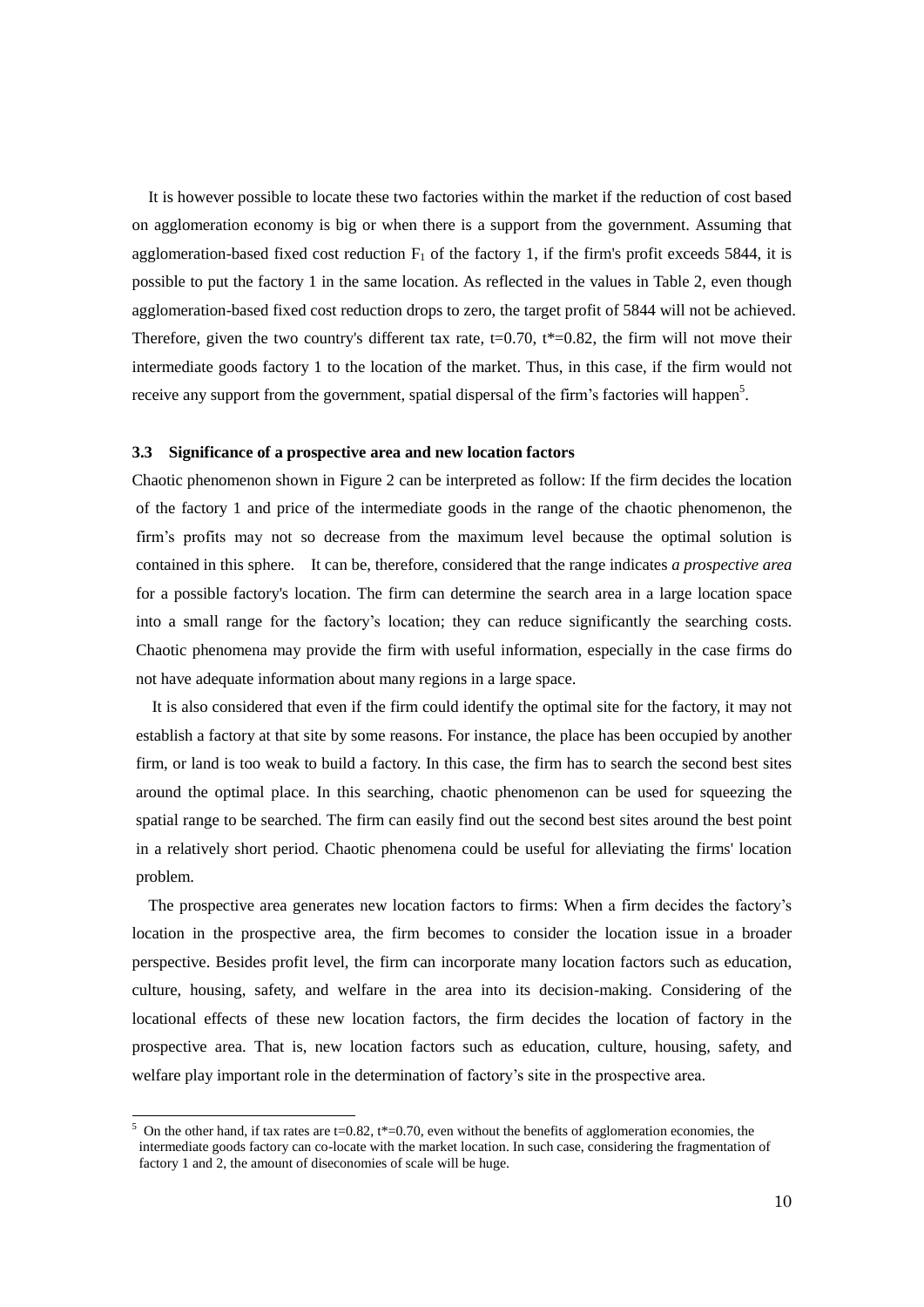It is however possible to locate these two factories within the market if the reduction of cost based on agglomeration economy is big or when there is a support from the government. Assuming that agglomeration-based fixed cost reduction $F_1$ of the factory 1, if the firm's profit exceeds 5844, it is possible to put the factory 1 in the same location. As reflected in the values in Table 2, even though agglomeration-based fixed cost reduction drops to zero, the target profit of 5844 will not be achieved. Therefore, given the two country's different tax rate, $t=0.70$, $t^*=0.82$, the firm will not move their intermediate goods factory 1 to the location of the market. Thus, in this case, if the firm would not receive any support from the government, spatial dispersal of the firm's factories will happen[5].

### 3.3 Significance of a prospective area and new location factors

Chaotic phenomenon shown in Figure 2 can be interpreted as follow: If the firm decides the location of the factory 1 and price of the intermediate goods in the range of the chaotic phenomenon, the firm's profits may not so decrease from the maximum level because the optimal solution is contained in this sphere. It can be, therefore, considered that the range indicates *a prospective area* for a possible factory's location. The firm can determine the search area in a large location space into a small range for the factory's location; they can reduce significantly the searching costs. Chaotic phenomena may provide the firm with useful information, especially in the case firms do not have adequate information about many regions in a large space.

It is also considered that even if the firm could identify the optimal site for the factory, it may not establish a factory at that site by some reasons. For instance, the place has been occupied by another firm, or land is too weak to build a factory. In this case, the firm has to search the second best sites around the optimal place. In this searching, chaotic phenomenon can be used for squeezing the spatial range to be searched. The firm can easily find out the second best sites around the best point in a relatively short period. Chaotic phenomena could be useful for alleviating the firms' location problem.

The prospective area generates new location factors to firms: When a firm decides the factory's location in the prospective area, the firm becomes to consider the location issue in a broader perspective. Besides profit level, the firm can incorporate many location factors such as education, culture, housing, safety, and welfare in the area into its decision-making. Considering of the locational effects of these new location factors, the firm decides the location of factory in the prospective area. That is, new location factors such as education, culture, housing, safety, and welfare play important role in the determination of factory's site in the prospective area.

---

[5] On the other hand, if tax rates are $t=0.82$, $t^*=0.70$, even without the benefits of agglomeration economies, the intermediate goods factory can co-locate with the market location. In such case, considering the fragmentation of factory 1 and 2, the amount of diseconomies of scale will be huge.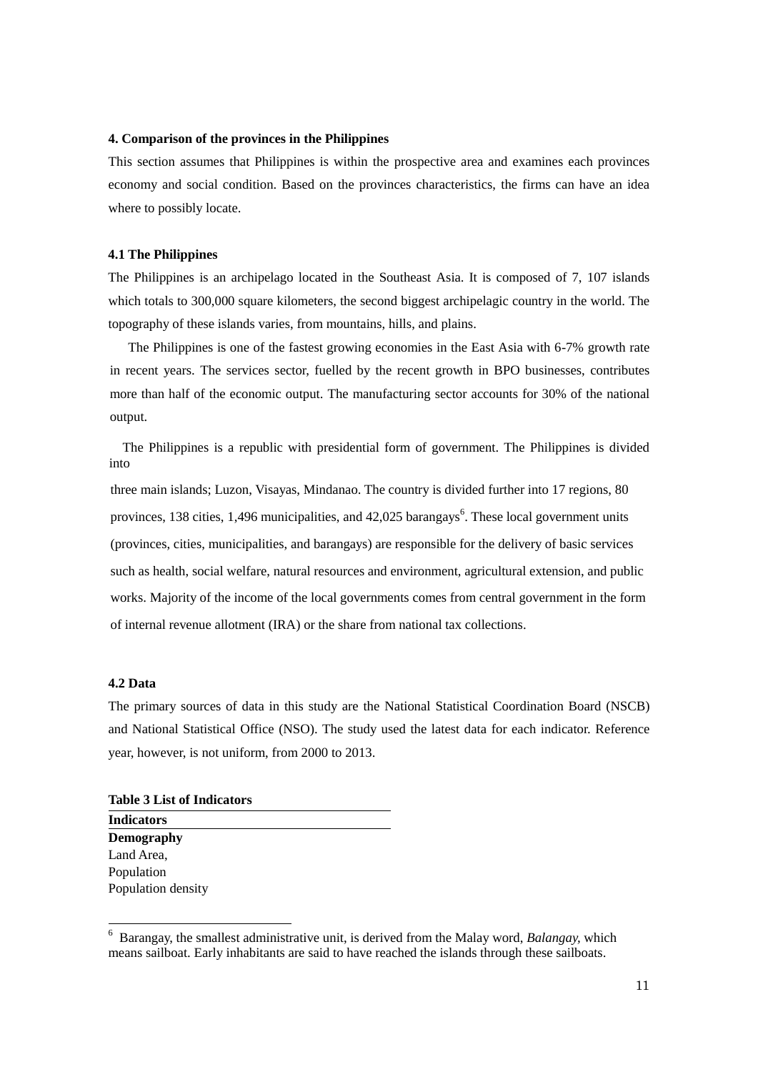### 4. Comparison of the provinces in the Philippines

This section assumes that Philippines is within the prospective area and examines each provinces economy and social condition. Based on the provinces characteristics, the firms can have an idea where to possibly locate.

#### 4.1 The Philippines

The Philippines is an archipelago located in the Southeast Asia. It is composed of 7, 107 islands which totals to 300,000 square kilometers, the second biggest archipelagic country in the world. The topography of these islands varies, from mountains, hills, and plains.

The Philippines is one of the fastest growing economies in the East Asia with 6-7% growth rate in recent years. The services sector, fuelled by the recent growth in BPO businesses, contributes more than half of the economic output. The manufacturing sector accounts for 30% of the national output.

The Philippines is a republic with presidential form of government. The Philippines is divided into three main islands; Luzon, Visayas, Mindanao. The country is divided further into 17 regions, 80 provinces, 138 cities, 1,496 municipalities, and 42,025 barangays[6]. These local government units (provinces, cities, municipalities, and barangays) are responsible for the delivery of basic services such as health, social welfare, natural resources and environment, agricultural extension, and public works. Majority of the income of the local governments comes from central government in the form of internal revenue allotment (IRA) or the share from national tax collections.

#### 4.2 Data

The primary sources of data in this study are the National Statistical Coordination Board (NSCB) and National Statistical Office (NSO). The study used the latest data for each indicator. Reference year, however, is not uniform, from 2000 to 2013.

**Table 3 List of Indicators**

| **Indicators** |
| --- |
| **Demography** |
| Land Area, |
| Population |
| Population density |

[6] Barangay, the smallest administrative unit, is derived from the Malay word, *Balangay,* which means sailboat. Early inhabitants are said to have reached the islands through these sailboats.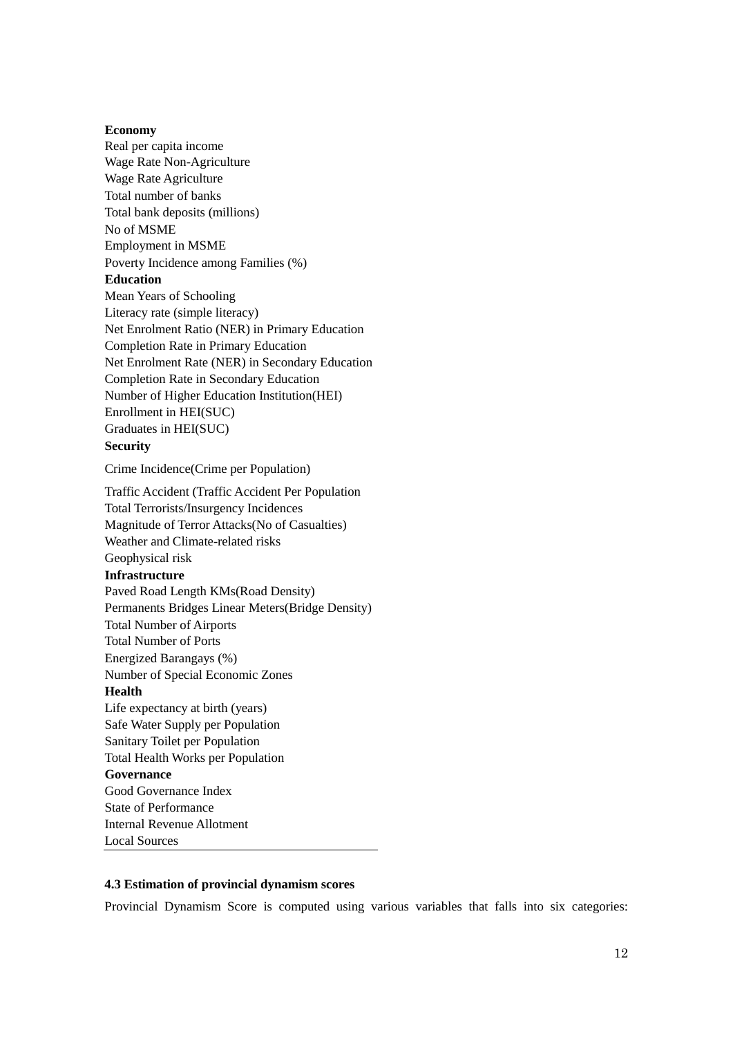**Economy**

Real per capita income
Wage Rate Non-Agriculture
Wage Rate Agriculture
Total number of banks
Total bank deposits (millions)
No of MSME
Employment in MSME
Poverty Incidence among Families (%)

**Education**

Mean Years of Schooling
Literacy rate (simple literacy)
Net Enrolment Ratio (NER) in Primary Education
Completion Rate in Primary Education
Net Enrolment Rate (NER) in Secondary Education
Completion Rate in Secondary Education
Number of Higher Education Institution(HEI)
Enrollment in HEI(SUC)
Graduates in HEI(SUC)

**Security**

Crime Incidence(Crime per Population)

Traffic Accident (Traffic Accident Per Population
Total Terrorists/Insurgency Incidences
Magnitude of Terror Attacks(No of Casualties)
Weather and Climate-related risks
Geophysical risk

**Infrastructure**

Paved Road Length KMs(Road Density)
Permanents Bridges Linear Meters(Bridge Density)
Total Number of Airports
Total Number of Ports
Energized Barangays (%)
Number of Special Economic Zones

**Health**

Life expectancy at birth (years)
Safe Water Supply per Population
Sanitary Toilet per Population
Total Health Works per Population

**Governance**

Good Governance Index
State of Performance
Internal Revenue Allotment
Local Sources

### 4.3 Estimation of provincial dynamism scores

Provincial Dynamism Score is computed using various variables that falls into six categories: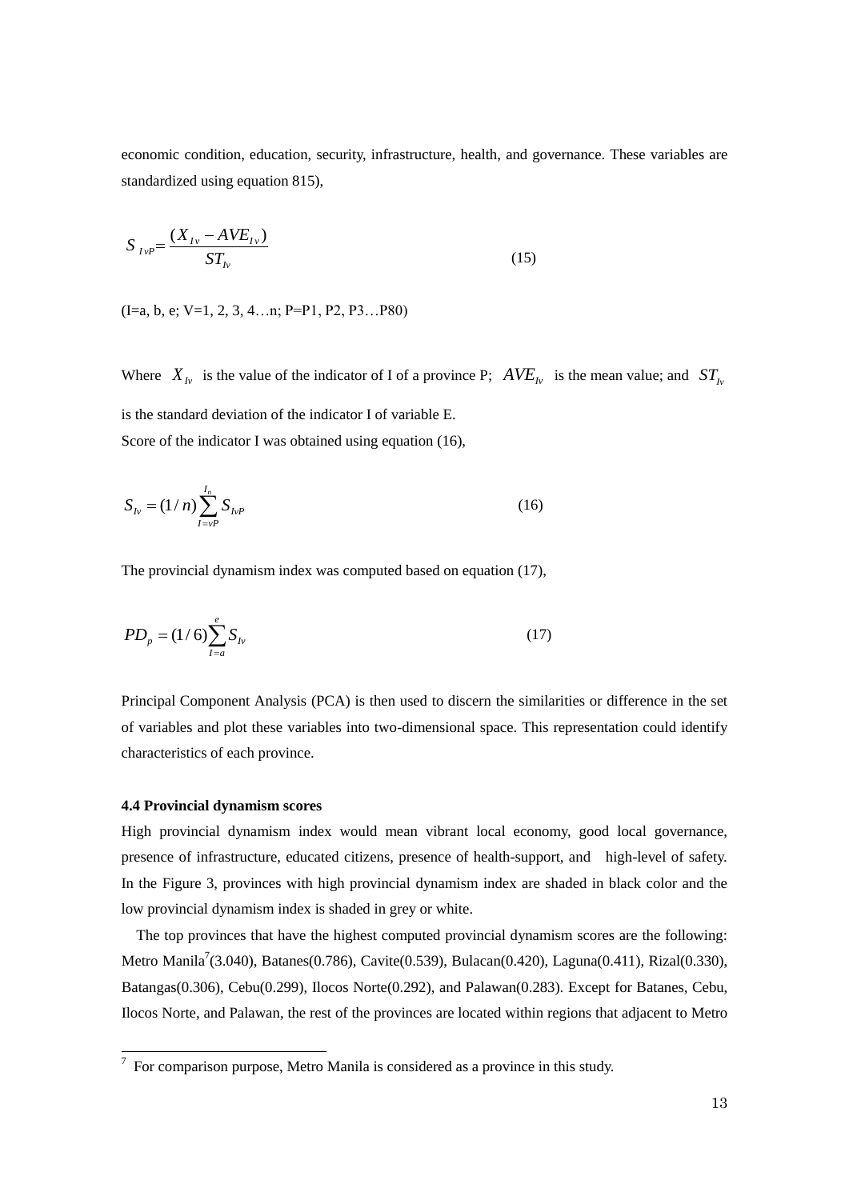economic condition, education, security, infrastructure, health, and governance. These variables are standardized using equation 815),

$$S_{IvP} = \frac{(X_{Iv} - AVE_{Iv})}{ST_{Iv}} \tag{15}$$

(I=a, b, e; V=1, 2, 3, 4…n; P=P1, P2, P3…P80)

Where $X_{Iv}$ is the value of the indicator of I of a province P; $AVE_{Iv}$ is the mean value; and $ST_{Iv}$ is the standard deviation of the indicator I of variable E.

Score of the indicator I was obtained using equation (16),

$$S_{Iv} = (1/n)\sum_{I=vP}^{I_n} S_{IvP} \tag{16}$$

The provincial dynamism index was computed based on equation (17),

$$PD_p = (1/6)\sum_{I=a}^{e} S_{Iv} \tag{17}$$

Principal Component Analysis (PCA) is then used to discern the similarities or difference in the set of variables and plot these variables into two-dimensional space. This representation could identify characteristics of each province.

**4.4 Provincial dynamism scores**

High provincial dynamism index would mean vibrant local economy, good local governance, presence of infrastructure, educated citizens, presence of health-support, and high-level of safety. In the Figure 3, provinces with high provincial dynamism index are shaded in black color and the low provincial dynamism index is shaded in grey or white.

The top provinces that have the highest computed provincial dynamism scores are the following: Metro Manila[7](3.040), Batanes(0.786), Cavite(0.539), Bulacan(0.420), Laguna(0.411), Rizal(0.330), Batangas(0.306), Cebu(0.299), Ilocos Norte(0.292), and Palawan(0.283). Except for Batanes, Cebu, Ilocos Norte, and Palawan, the rest of the provinces are located within regions that adjacent to Metro

[7] For comparison purpose, Metro Manila is considered as a province in this study.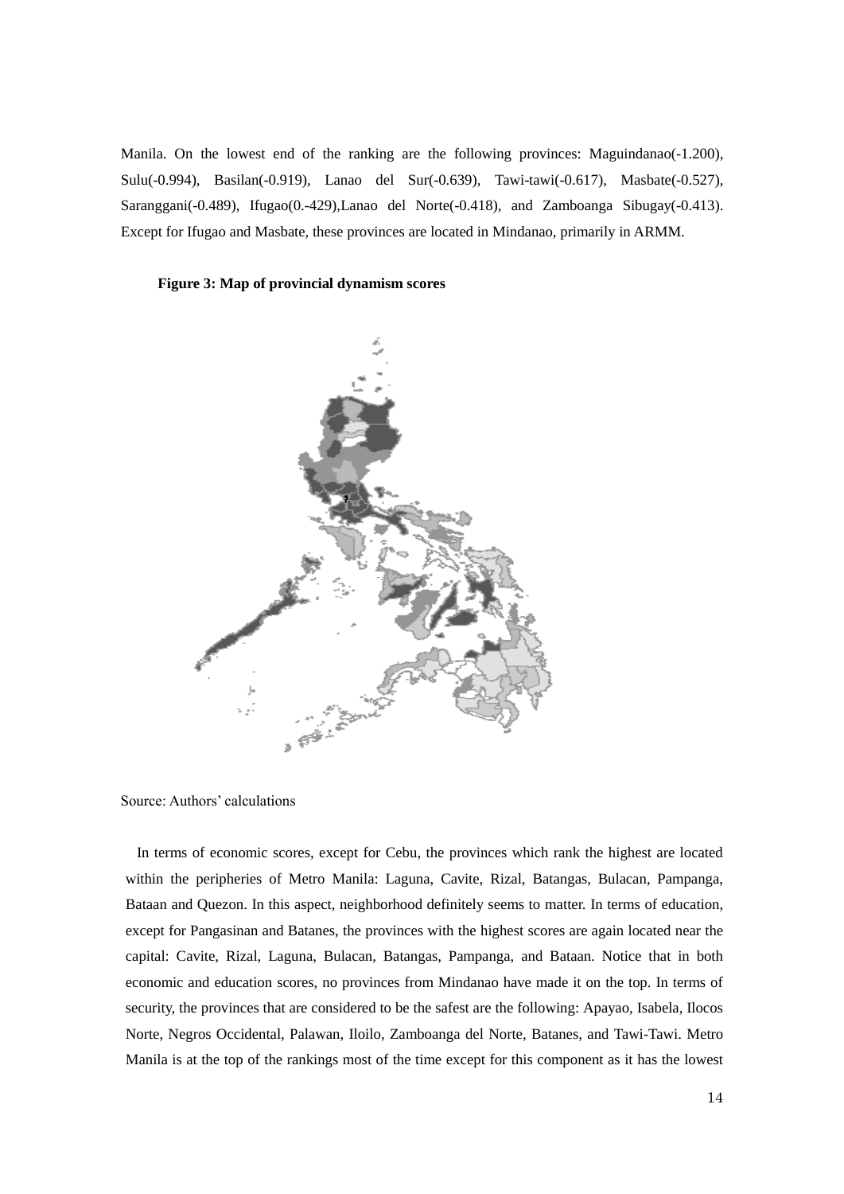Manila. On the lowest end of the ranking are the following provinces: Maguindanao(-1.200), Sulu(-0.994), Basilan(-0.919), Lanao del Sur(-0.639), Tawi-tawi(-0.617), Masbate(-0.527), Saranggani(-0.489), Ifugao(0.-429),Lanao del Norte(-0.418), and Zamboanga Sibugay(-0.413). Except for Ifugao and Masbate, these provinces are located in Mindanao, primarily in ARMM.

**Figure 3: Map of provincial dynamism scores**

Source: Authors' calculations

In terms of economic scores, except for Cebu, the provinces which rank the highest are located within the peripheries of Metro Manila: Laguna, Cavite, Rizal, Batangas, Bulacan, Pampanga, Bataan and Quezon. In this aspect, neighborhood definitely seems to matter. In terms of education, except for Pangasinan and Batanes, the provinces with the highest scores are again located near the capital: Cavite, Rizal, Laguna, Bulacan, Batangas, Pampanga, and Bataan. Notice that in both economic and education scores, no provinces from Mindanao have made it on the top. In terms of security, the provinces that are considered to be the safest are the following: Apayao, Isabela, Ilocos Norte, Negros Occidental, Palawan, Iloilo, Zamboanga del Norte, Batanes, and Tawi-Tawi. Metro Manila is at the top of the rankings most of the time except for this component as it has the lowest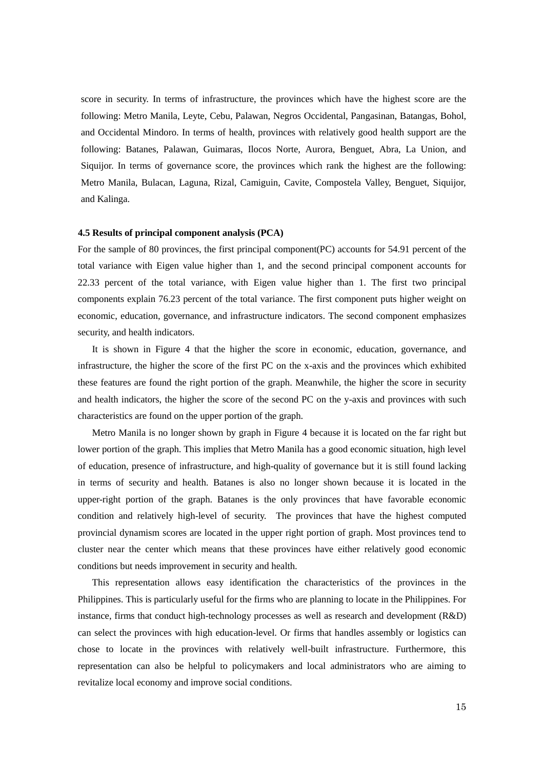score in security. In terms of infrastructure, the provinces which have the highest score are the following: Metro Manila, Leyte, Cebu, Palawan, Negros Occidental, Pangasinan, Batangas, Bohol, and Occidental Mindoro. In terms of health, provinces with relatively good health support are the following: Batanes, Palawan, Guimaras, Ilocos Norte, Aurora, Benguet, Abra, La Union, and Siquijor. In terms of governance score, the provinces which rank the highest are the following: Metro Manila, Bulacan, Laguna, Rizal, Camiguin, Cavite, Compostela Valley, Benguet, Siquijor, and Kalinga.

### 4.5 Results of principal component analysis (PCA)

For the sample of 80 provinces, the first principal component(PC) accounts for 54.91 percent of the total variance with Eigen value higher than 1, and the second principal component accounts for 22.33 percent of the total variance, with Eigen value higher than 1. The first two principal components explain 76.23 percent of the total variance. The first component puts higher weight on economic, education, governance, and infrastructure indicators. The second component emphasizes security, and health indicators.

It is shown in Figure 4 that the higher the score in economic, education, governance, and infrastructure, the higher the score of the first PC on the x-axis and the provinces which exhibited these features are found the right portion of the graph. Meanwhile, the higher the score in security and health indicators, the higher the score of the second PC on the y-axis and provinces with such characteristics are found on the upper portion of the graph.

Metro Manila is no longer shown by graph in Figure 4 because it is located on the far right but lower portion of the graph. This implies that Metro Manila has a good economic situation, high level of education, presence of infrastructure, and high-quality of governance but it is still found lacking in terms of security and health. Batanes is also no longer shown because it is located in the upper-right portion of the graph. Batanes is the only provinces that have favorable economic condition and relatively high-level of security. The provinces that have the highest computed provincial dynamism scores are located in the upper right portion of graph. Most provinces tend to cluster near the center which means that these provinces have either relatively good economic conditions but needs improvement in security and health.

This representation allows easy identification the characteristics of the provinces in the Philippines. This is particularly useful for the firms who are planning to locate in the Philippines. For instance, firms that conduct high-technology processes as well as research and development (R&D) can select the provinces with high education-level. Or firms that handles assembly or logistics can chose to locate in the provinces with relatively well-built infrastructure. Furthermore, this representation can also be helpful to policymakers and local administrators who are aiming to revitalize local economy and improve social conditions.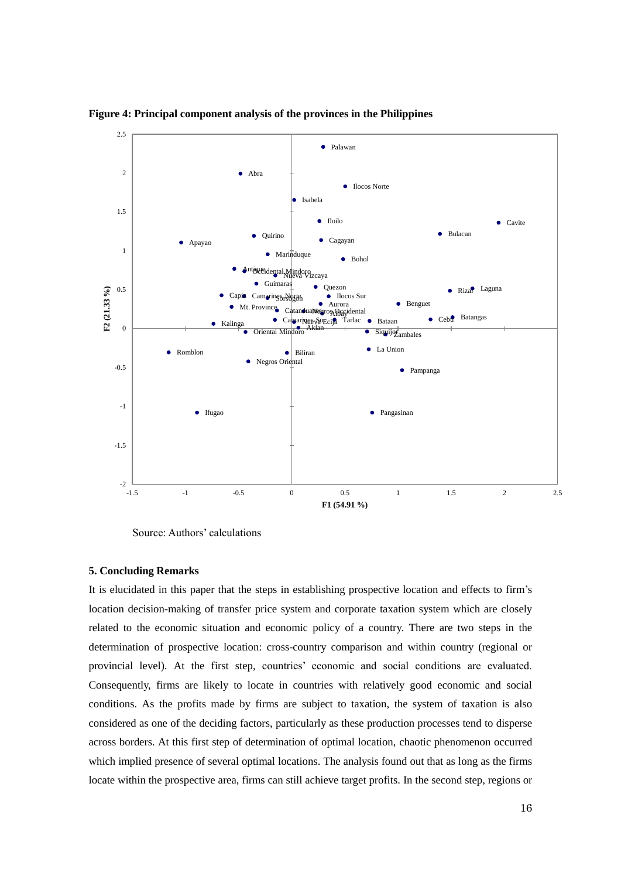**Figure 4: Principal component analysis of the provinces in the Philippines**

F2 (21.33 %)

F1 (54.91 %)

2.5
2
1.5
1
0.5
0
-0.5
-1
-1.5
-2

-1.5
-1
-0.5
0
0.5
1
1.5
2
2.5

Palawan
Abra
Ilocos Norte
Isabela
Iloilo
Cavite
Bulacan
Apayao
Quirino
Cagayan
Marinduque
Bohol
Antique
Occidental Mindoro
Nueva Vizcaya
Guimaras
Quezon
Laguna
Rizal
Capiz
Camarines Norte
Sorsogon
Ilocos Sur
Aurora
Benguet
Mt. Province
Catanduanes
Negros Occidental
Albay
Batangas
Cebu
Camarines Sur
Nueva Ecija
Tarlac
Bataan
Kalinga
Aklan
Oriental Mindoro
Siquijor
Zambales
Romblon
Biliran
La Union
Negros Oriental
Pampanga
Ifugao
Pangasinan

Source: Authors' calculations

### 5. Concluding Remarks

It is elucidated in this paper that the steps in establishing prospective location and effects to firm's location decision-making of transfer price system and corporate taxation system which are closely related to the economic situation and economic policy of a country. There are two steps in the determination of prospective location: cross-country comparison and within country (regional or provincial level). At the first step, countries' economic and social conditions are evaluated. Consequently, firms are likely to locate in countries with relatively good economic and social conditions. As the profits made by firms are subject to taxation, the system of taxation is also considered as one of the deciding factors, particularly as these production processes tend to disperse across borders. At this first step of determination of optimal location, chaotic phenomenon occurred which implied presence of several optimal locations. The analysis found out that as long as the firms locate within the prospective area, firms can still achieve target profits. In the second step, regions or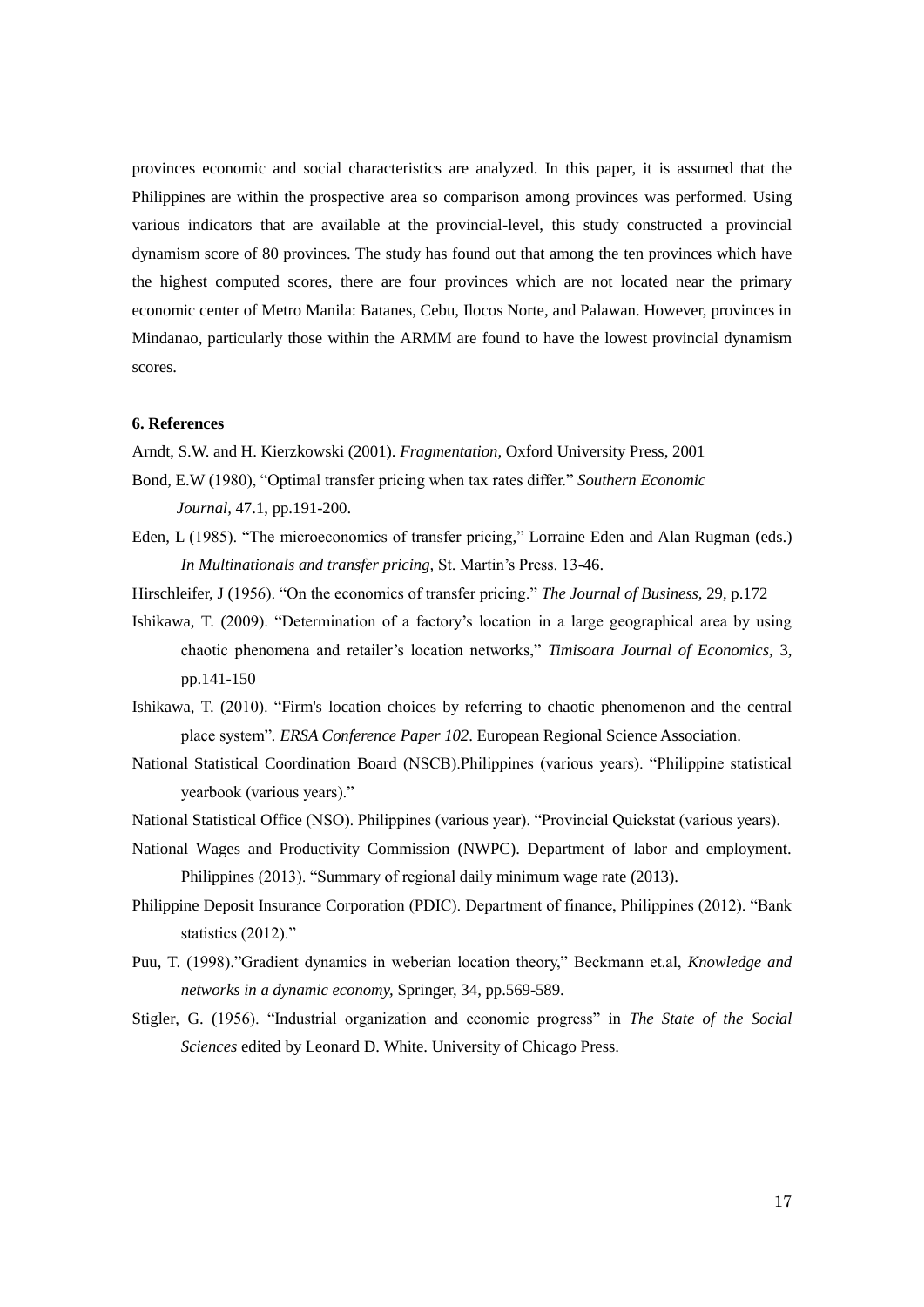provinces economic and social characteristics are analyzed. In this paper, it is assumed that the Philippines are within the prospective area so comparison among provinces was performed. Using various indicators that are available at the provincial-level, this study constructed a provincial dynamism score of 80 provinces. The study has found out that among the ten provinces which have the highest computed scores, there are four provinces which are not located near the primary economic center of Metro Manila: Batanes, Cebu, Ilocos Norte, and Palawan. However, provinces in Mindanao, particularly those within the ARMM are found to have the lowest provincial dynamism scores.

### 6. References

Arndt, S.W. and H. Kierzkowski (2001). *Fragmentation,* Oxford University Press, 2001

Bond, E.W (1980), "Optimal transfer pricing when tax rates differ." *Southern Economic Journal,* 47.1, pp.191-200.

Eden, L (1985). "The microeconomics of transfer pricing," Lorraine Eden and Alan Rugman (eds.) *In Multinationals and transfer pricing,* St. Martin's Press. 13-46.

Hirschleifer, J (1956). "On the economics of transfer pricing." *The Journal of Business,* 29, p.172

Ishikawa, T. (2009). "Determination of a factory's location in a large geographical area by using chaotic phenomena and retailer's location networks," *Timisoara Journal of Economics,* 3, pp.141-150

Ishikawa, T. (2010). "Firm's location choices by referring to chaotic phenomenon and the central place system". *ERSA Conference Paper 102*. European Regional Science Association.

National Statistical Coordination Board (NSCB).Philippines (various years). "Philippine statistical yearbook (various years)."

National Statistical Office (NSO). Philippines (various year). "Provincial Quickstat (various years).

National Wages and Productivity Commission (NWPC). Department of labor and employment. Philippines (2013). "Summary of regional daily minimum wage rate (2013).

Philippine Deposit Insurance Corporation (PDIC). Department of finance, Philippines (2012). "Bank statistics (2012)."

Puu, T. (1998)."Gradient dynamics in weberian location theory," Beckmann et.al, *Knowledge and networks in a dynamic economy,* Springer, 34, pp.569-589.

Stigler, G. (1956). "Industrial organization and economic progress" in *The State of the Social Sciences* edited by Leonard D. White. University of Chicago Press.